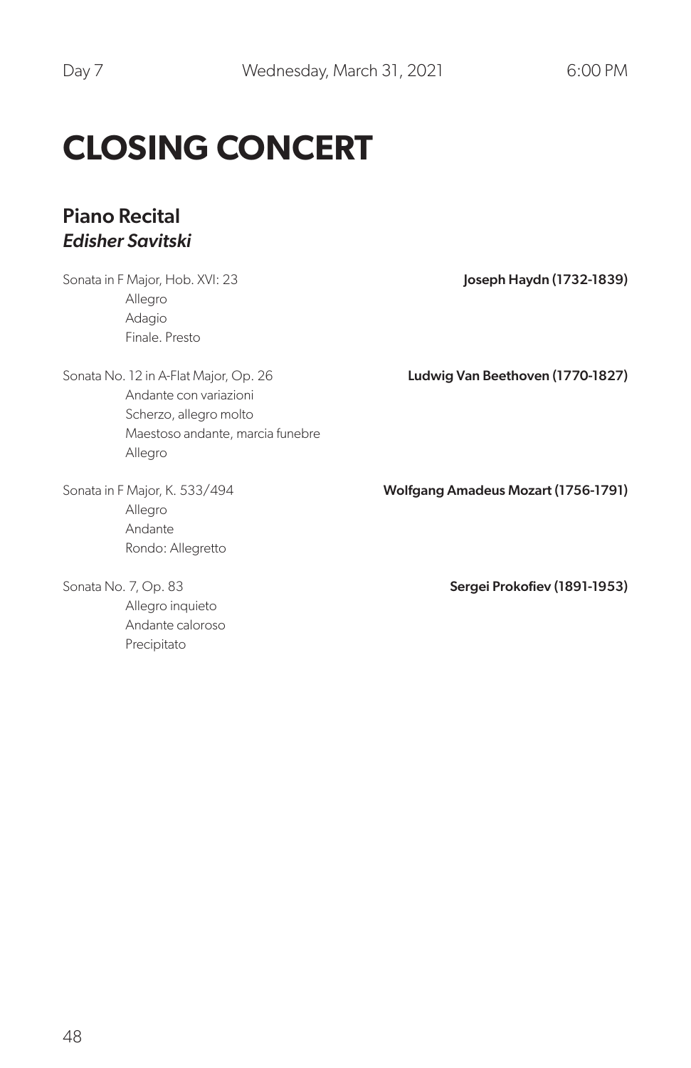Day 7 Wednesday, March 31, 2021 6:00 PM

# CLOSING CONCERT

## Piano Recital
### *Edisher Savitski*

Sonata in F Major, Hob. XVI: 23 — **Joseph Haydn (1732-1839)**

- Allegro
- Adagio
- Finale. Presto

Sonata No. 12 in A-Flat Major, Op. 26 — **Ludwig Van Beethoven (1770-1827)**

- Andante con variazioni
- Scherzo, allegro molto
- Maestoso andante, marcia funebre
- Allegro

Sonata in F Major, K. 533/494 — **Wolfgang Amadeus Mozart (1756-1791)**

- Allegro
- Andante
- Rondo: Allegretto

Sonata No. 7, Op. 83 — **Sergei Prokofiev (1891-1953)**

- Allegro inquieto
- Andante caloroso
- Precipitato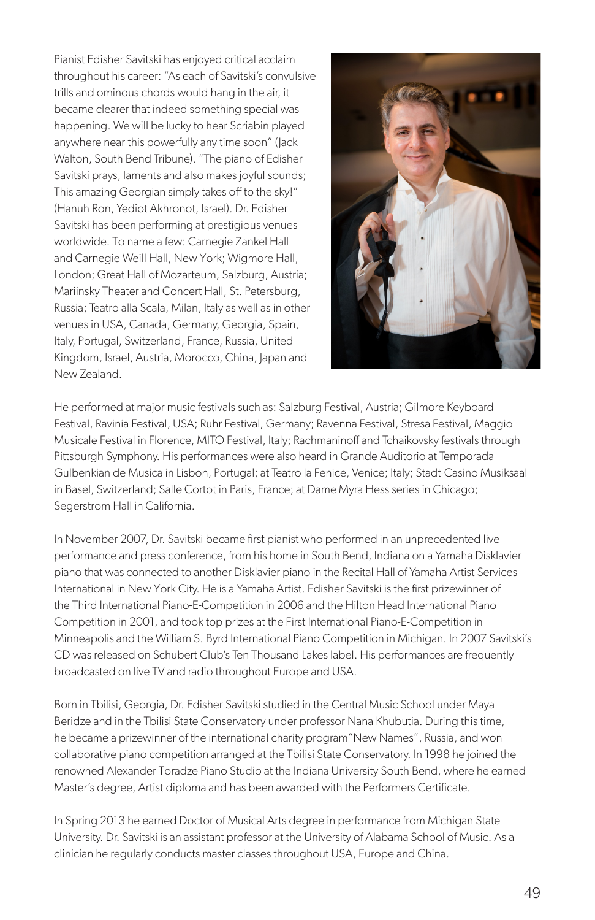Pianist Edisher Savitski has enjoyed critical acclaim throughout his career: "As each of Savitski's convulsive trills and ominous chords would hang in the air, it became clearer that indeed something special was happening. We will be lucky to hear Scriabin played anywhere near this powerfully any time soon" (Jack Walton, South Bend Tribune). "The piano of Edisher Savitski prays, laments and also makes joyful sounds; This amazing Georgian simply takes off to the sky!" (Hanuh Ron, Yediot Akhronot, Israel). Dr. Edisher Savitski has been performing at prestigious venues worldwide. To name a few: Carnegie Zankel Hall and Carnegie Weill Hall, New York; Wigmore Hall, London; Great Hall of Mozarteum, Salzburg, Austria; Mariinsky Theater and Concert Hall, St. Petersburg, Russia; Teatro alla Scala, Milan, Italy as well as in other venues in USA, Canada, Germany, Georgia, Spain, Italy, Portugal, Switzerland, France, Russia, United Kingdom, Israel, Austria, Morocco, China, Japan and New Zealand.

He performed at major music festivals such as: Salzburg Festival, Austria; Gilmore Keyboard Festival, Ravinia Festival, USA; Ruhr Festival, Germany; Ravenna Festival, Stresa Festival, Maggio Musicale Festival in Florence, MITO Festival, Italy; Rachmaninoff and Tchaikovsky festivals through Pittsburgh Symphony. His performances were also heard in Grande Auditorio at Temporada Gulbenkian de Musica in Lisbon, Portugal; at Teatro la Fenice, Venice; Italy; Stadt-Casino Musiksaal in Basel, Switzerland; Salle Cortot in Paris, France; at Dame Myra Hess series in Chicago; Segerstrom Hall in California.

In November 2007, Dr. Savitski became first pianist who performed in an unprecedented live performance and press conference, from his home in South Bend, Indiana on a Yamaha Disklavier piano that was connected to another Disklavier piano in the Recital Hall of Yamaha Artist Services International in New York City. He is a Yamaha Artist. Edisher Savitski is the first prizewinner of the Third International Piano-E-Competition in 2006 and the Hilton Head International Piano Competition in 2001, and took top prizes at the First International Piano-E-Competition in Minneapolis and the William S. Byrd International Piano Competition in Michigan. In 2007 Savitski's CD was released on Schubert Club's Ten Thousand Lakes label. His performances are frequently broadcasted on live TV and radio throughout Europe and USA.

Born in Tbilisi, Georgia, Dr. Edisher Savitski studied in the Central Music School under Maya Beridze and in the Tbilisi State Conservatory under professor Nana Khubutia. During this time, he became a prizewinner of the international charity program"New Names", Russia, and won collaborative piano competition arranged at the Tbilisi State Conservatory. In 1998 he joined the renowned Alexander Toradze Piano Studio at the Indiana University South Bend, where he earned Master's degree, Artist diploma and has been awarded with the Performers Certificate.

In Spring 2013 he earned Doctor of Musical Arts degree in performance from Michigan State University. Dr. Savitski is an assistant professor at the University of Alabama School of Music. As a clinician he regularly conducts master classes throughout USA, Europe and China.